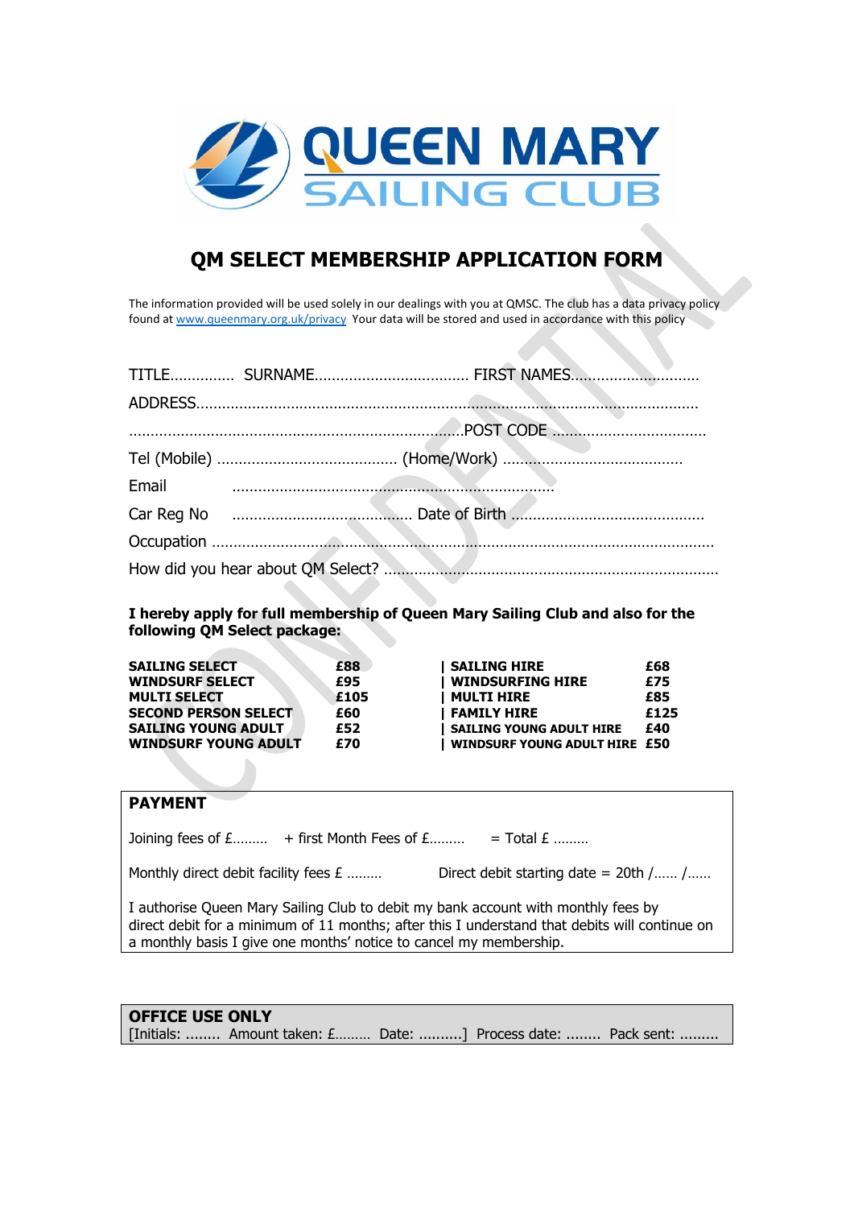# QUEEN MARY SAILING CLUB

## QM SELECT MEMBERSHIP APPLICATION FORM

The information provided will be used solely in our dealings with you at QMSC. The club has a data privacy policy found at www.queenmary.org.uk/privacy Your data will be stored and used in accordance with this policy

TITLE…………… SURNAME……………………………… FIRST NAMES…………………………

ADDRESS……………………………………………………………………………………………

……………………………………………………………………POST CODE ………………………………

Tel (Mobile) …………………………………… (Home/Work) ……………………………………

Email ………………………………………………………………

Car Reg No …………………………………… Date of Birth ………………………………………

Occupation ……………………………………………………………………………………………

How did you hear about QM Select? ……………………………………………………………………

**I hereby apply for full membership of Queen Mary Sailing Club and also for the following QM Select package:**

| | | | |
|---|---|---|---|
| **SAILING SELECT** | **£88** | **SAILING HIRE** | **£68** |
| **WINDSURF SELECT** | **£95** | **WINDSURFING HIRE** | **£75** |
| **MULTI SELECT** | **£105** | **MULTI HIRE** | **£85** |
| **SECOND PERSON SELECT** | **£60** | **FAMILY HIRE** | **£125** |
| **SAILING YOUNG ADULT** | **£52** | **SAILING YOUNG ADULT HIRE** | **£40** |
| **WINDSURF YOUNG ADULT** | **£70** | **WINDSURF YOUNG ADULT HIRE** | **£50** |

**PAYMENT**

Joining fees of £……… + first Month Fees of £……… = Total £ ………

Monthly direct debit facility fees £ ……… Direct debit starting date = 20th /…… /……

I authorise Queen Mary Sailing Club to debit my bank account with monthly fees by direct debit for a minimum of 11 months; after this I understand that debits will continue on a monthly basis I give one months' notice to cancel my membership.

**OFFICE USE ONLY**
[Initials: …….. Amount taken: £……… Date: ……….] Process date: …….. Pack sent: ………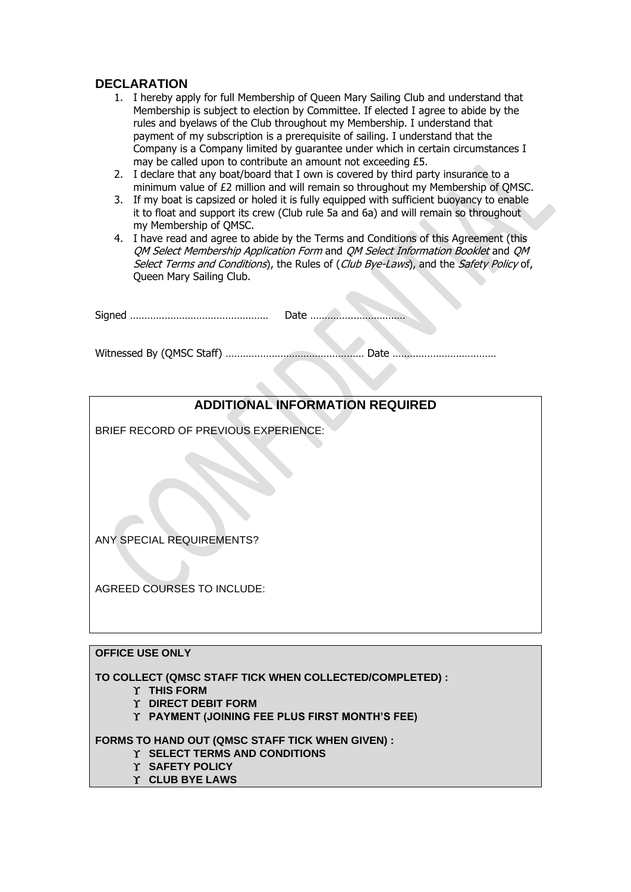## DECLARATION

1. I hereby apply for full Membership of Queen Mary Sailing Club and understand that Membership is subject to election by Committee. If elected I agree to abide by the rules and byelaws of the Club throughout my Membership. I understand that payment of my subscription is a prerequisite of sailing. I understand that the Company is a Company limited by guarantee under which in certain circumstances I may be called upon to contribute an amount not exceeding £5.
2. I declare that any boat/board that I own is covered by third party insurance to a minimum value of £2 million and will remain so throughout my Membership of QMSC.
3. If my boat is capsized or holed it is fully equipped with sufficient buoyancy to enable it to float and support its crew (Club rule 5a and 6a) and will remain so throughout my Membership of QMSC.
4. I have read and agree to abide by the Terms and Conditions of this Agreement (this *QM Select Membership Application Form* and *QM Select Information Booklet* and *QM Select Terms and Conditions*), the Rules of (*Club Bye-Laws*), and the *Safety Policy* of, Queen Mary Sailing Club.

Signed ………………………………………… Date ……………………………

Witnessed By (QMSC Staff) ………………………………………… Date ………………………………

### ADDITIONAL INFORMATION REQUIRED

BRIEF RECORD OF PREVIOUS EXPERIENCE:

ANY SPECIAL REQUIREMENTS?

AGREED COURSES TO INCLUDE:

**OFFICE USE ONLY**

**TO COLLECT (QMSC STAFF TICK WHEN COLLECTED/COMPLETED) :**

- **THIS FORM**
- **DIRECT DEBIT FORM**
- **PAYMENT (JOINING FEE PLUS FIRST MONTH'S FEE)**

**FORMS TO HAND OUT (QMSC STAFF TICK WHEN GIVEN) :**

- **SELECT TERMS AND CONDITIONS**
- **SAFETY POLICY**
- **CLUB BYE LAWS**